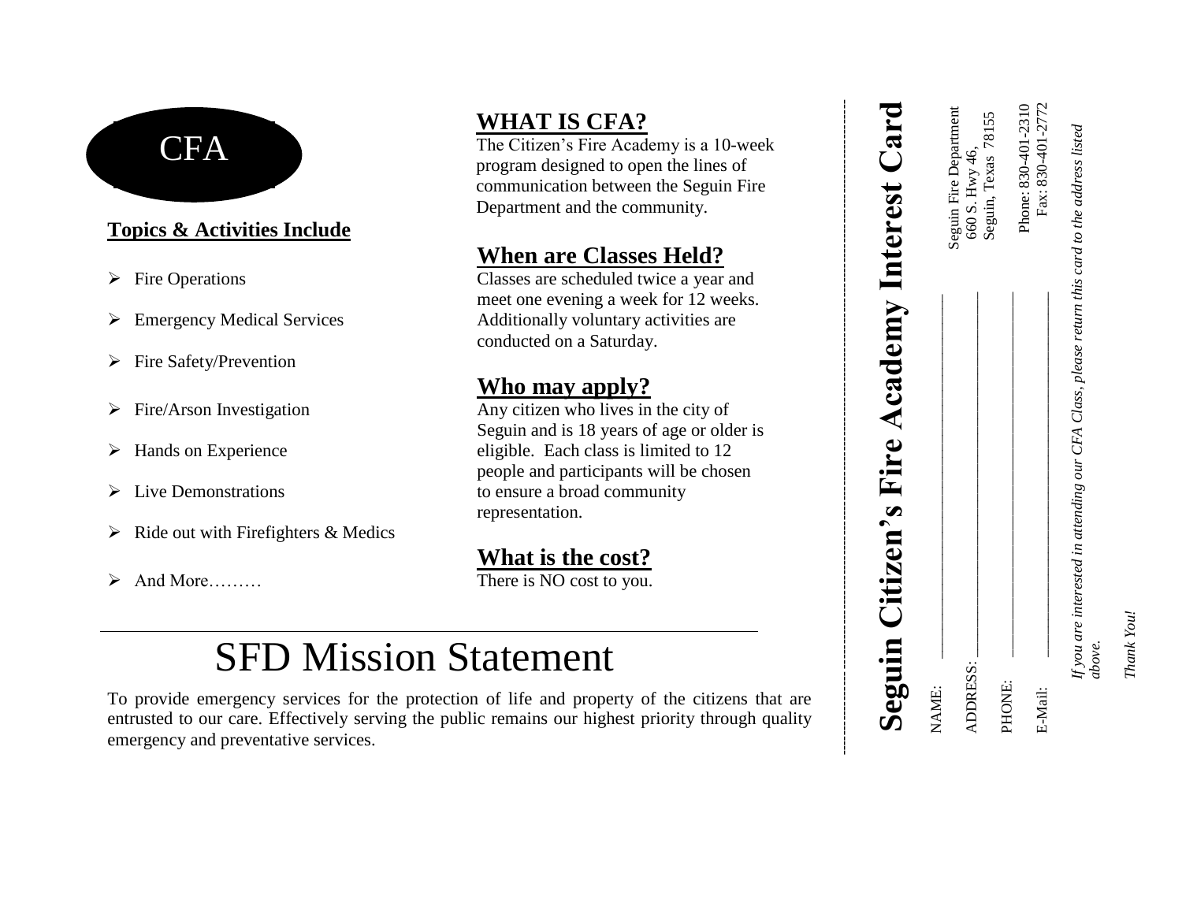# CFA

## Topics & Activities Include

- Fire Operations
- Emergency Medical Services
- Fire Safety/Prevention
- Fire/Arson Investigation
- Hands on Experience
- Live Demonstrations
- Ride out with Firefighters & Medics
- And More………

## WHAT IS CFA?

The Citizen's Fire Academy is a 10-week program designed to open the lines of communication between the Seguin Fire Department and the community.

## When are Classes Held?

Classes are scheduled twice a year and meet one evening a week for 12 weeks. Additionally voluntary activities are conducted on a Saturday.

## Who may apply?

Any citizen who lives in the city of Seguin and is 18 years of age or older is eligible. Each class is limited to 12 people and participants will be chosen to ensure a broad community representation.

## What is the cost?

There is NO cost to you.

# SFD Mission Statement

To provide emergency services for the protection of life and property of the citizens that are entrusted to our care. Effectively serving the public remains our highest priority through quality emergency and preventative services.

---

# Seguin Citizen's Fire Academy Interest Card

NAME: ______________________________

ADDRESS: ______________________________

PHONE: ______________________________

E-Mail: ______________________________

Seguin Fire Department
660 S. Hwy 46,
Seguin, Texas 78155

Phone: 830-401-2310
Fax: 830-401-2772

*If you are interested in attending our CFA Class, please return this card to the address listed above.*

*Thank You!*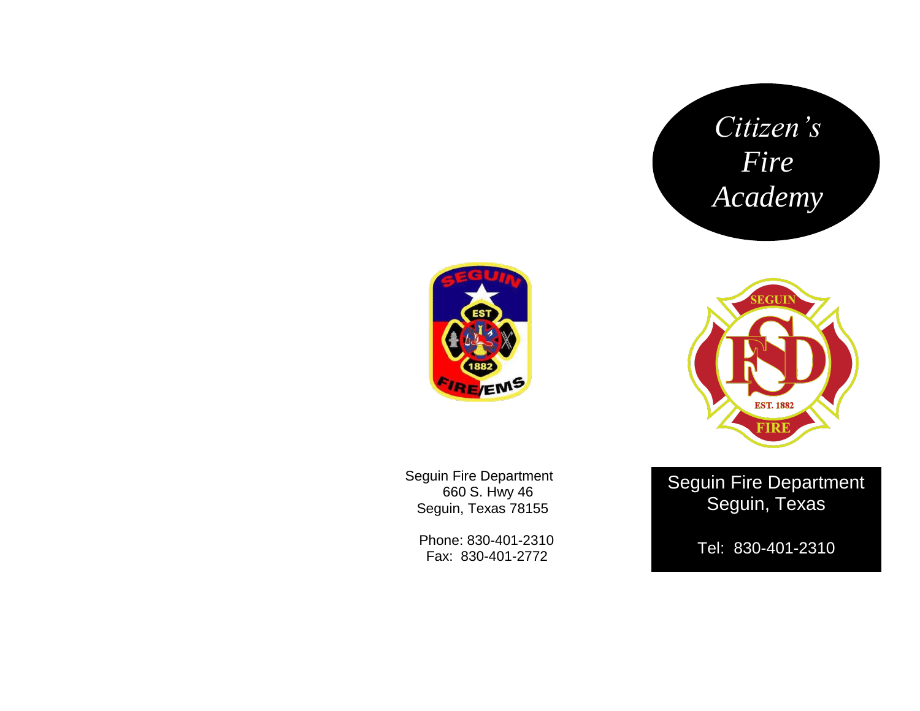Seguin Fire Department
660 S. Hwy 46
Seguin, Texas 78155

Phone: 830-401-2310
Fax: 830-401-2772

# *Citizen's Fire Academy*

Seguin Fire Department
Seguin, Texas

Tel: 830-401-2310